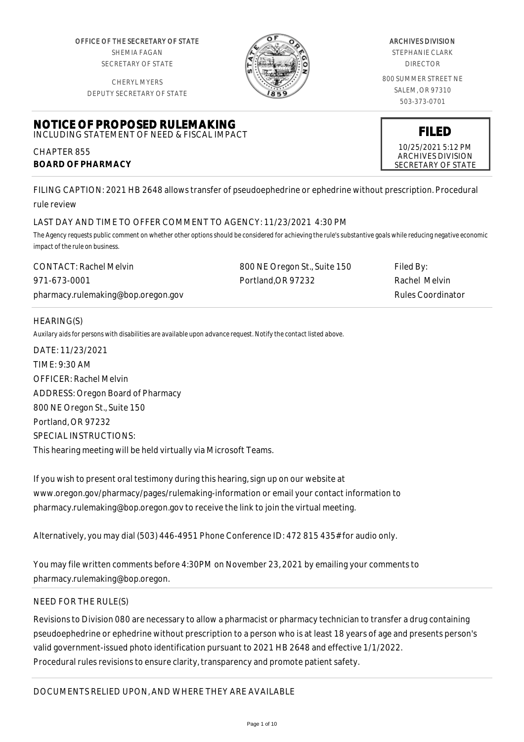OFFICE OF THE SECRETARY OF STATE
SHEMIA FAGAN
SECRETARY OF STATE

CHERYL MYERS
DEPUTY SECRETARY OF STATE

ARCHIVES DIVISION
STEPHANIE CLARK
DIRECTOR

800 SUMMER STREET NE
SALEM, OR 97310
503-373-0701

# NOTICE OF PROPOSED RULEMAKING

INCLUDING STATEMENT OF NEED & FISCAL IMPACT

**FILED**
10/25/2021 5:12 PM
ARCHIVES DIVISION
SECRETARY OF STATE

CHAPTER 855
**BOARD OF PHARMACY**

FILING CAPTION: 2021 HB 2648 allows transfer of pseudoephedrine or ephedrine without prescription. Procedural rule review

LAST DAY AND TIME TO OFFER COMMENT TO AGENCY: 11/23/2021 4:30 PM

The Agency requests public comment on whether other options should be considered for achieving the rule's substantive goals while reducing negative economic impact of the rule on business.

CONTACT: Rachel Melvin
971-673-0001
pharmacy.rulemaking@bop.oregon.gov

800 NE Oregon St., Suite 150
Portland,OR 97232

Filed By:
Rachel Melvin
Rules Coordinator

## HEARING(S)

Auxilary aids for persons with disabilities are available upon advance request. Notify the contact listed above.

DATE: 11/23/2021
TIME: 9:30 AM
OFFICER: Rachel Melvin
ADDRESS: Oregon Board of Pharmacy
800 NE Oregon St., Suite 150
Portland, OR 97232
SPECIAL INSTRUCTIONS:
This hearing meeting will be held virtually via Microsoft Teams.

If you wish to present oral testimony during this hearing, sign up on our website at www.oregon.gov/pharmacy/pages/rulemaking-information or email your contact information to pharmacy.rulemaking@bop.oregon.gov to receive the link to join the virtual meeting.

Alternatively, you may dial (503) 446-4951 Phone Conference ID: 472 815 435# for audio only.

You may file written comments before 4:30PM on November 23, 2021 by emailing your comments to pharmacy.rulemaking@bop.oregon.

## NEED FOR THE RULE(S)

Revisions to Division 080 are necessary to allow a pharmacist or pharmacy technician to transfer a drug containing pseudoephedrine or ephedrine without prescription to a person who is at least 18 years of age and presents person's valid government-issued photo identification pursuant to 2021 HB 2648 and effective 1/1/2022.
Procedural rules revisions to ensure clarity, transparency and promote patient safety.

## DOCUMENTS RELIED UPON, AND WHERE THEY ARE AVAILABLE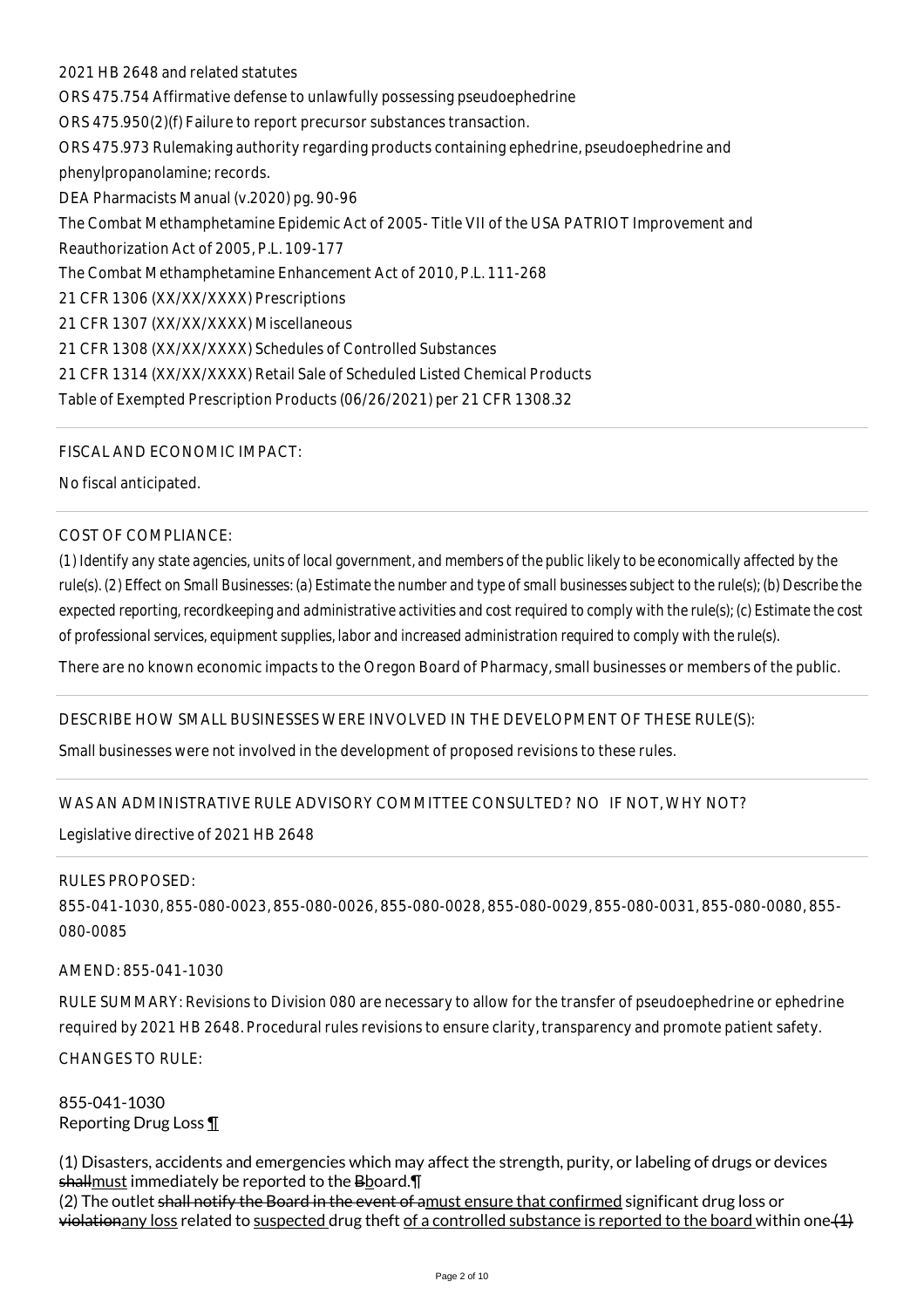2021 HB 2648 and related statutes

ORS 475.754 Affirmative defense to unlawfully possessing pseudoephedrine

ORS 475.950(2)(f) Failure to report precursor substances transaction.

ORS 475.973 Rulemaking authority regarding products containing ephedrine, pseudoephedrine and phenylpropanolamine; records.

DEA Pharmacists Manual (v.2020) pg. 90-96

The Combat Methamphetamine Epidemic Act of 2005- Title VII of the USA PATRIOT Improvement and Reauthorization Act of 2005, P.L. 109-177

The Combat Methamphetamine Enhancement Act of 2010, P.L. 111-268

21 CFR 1306 (XX/XX/XXXX) Prescriptions

21 CFR 1307 (XX/XX/XXXX) Miscellaneous

21 CFR 1308 (XX/XX/XXXX) Schedules of Controlled Substances

21 CFR 1314 (XX/XX/XXXX) Retail Sale of Scheduled Listed Chemical Products

Table of Exempted Prescription Products (06/26/2021) per 21 CFR 1308.32

---

FISCAL AND ECONOMIC IMPACT:

No fiscal anticipated.

---

COST OF COMPLIANCE:

*(1) Identify any state agencies, units of local government, and members of the public likely to be economically affected by the rule(s). (2) Effect on Small Businesses: (a) Estimate the number and type of small businesses subject to the rule(s); (b) Describe the expected reporting, recordkeeping and administrative activities and cost required to comply with the rule(s); (c) Estimate the cost of professional services, equipment supplies, labor and increased administration required to comply with the rule(s).*

There are no known economic impacts to the Oregon Board of Pharmacy, small businesses or members of the public.

---

DESCRIBE HOW SMALL BUSINESSES WERE INVOLVED IN THE DEVELOPMENT OF THESE RULE(S):

Small businesses were not involved in the development of proposed revisions to these rules.

---

WAS AN ADMINISTRATIVE RULE ADVISORY COMMITTEE CONSULTED? NO IF NOT, WHY NOT?

Legislative directive of 2021 HB 2648

---

RULES PROPOSED:

855-041-1030, 855-080-0023, 855-080-0026, 855-080-0028, 855-080-0029, 855-080-0031, 855-080-0080, 855-080-0085

AMEND: 855-041-1030

RULE SUMMARY: Revisions to Division 080 are necessary to allow for the transfer of pseudoephedrine or ephedrine required by 2021 HB 2648. Procedural rules revisions to ensure clarity, transparency and promote patient safety.

CHANGES TO RULE:

855-041-1030
Reporting Drug Loss ¶

(1) Disasters, accidents and emergencies which may affect the strength, purity, or labeling of drugs or devices ~~shall~~must immediately be reported to the ~~B~~board.¶
(2) The outlet ~~shall notify the Board in the event of a~~must ensure that confirmed significant drug loss or ~~violation~~any loss related to suspected drug theft of a controlled substance is reported to the board within one ~~(1)~~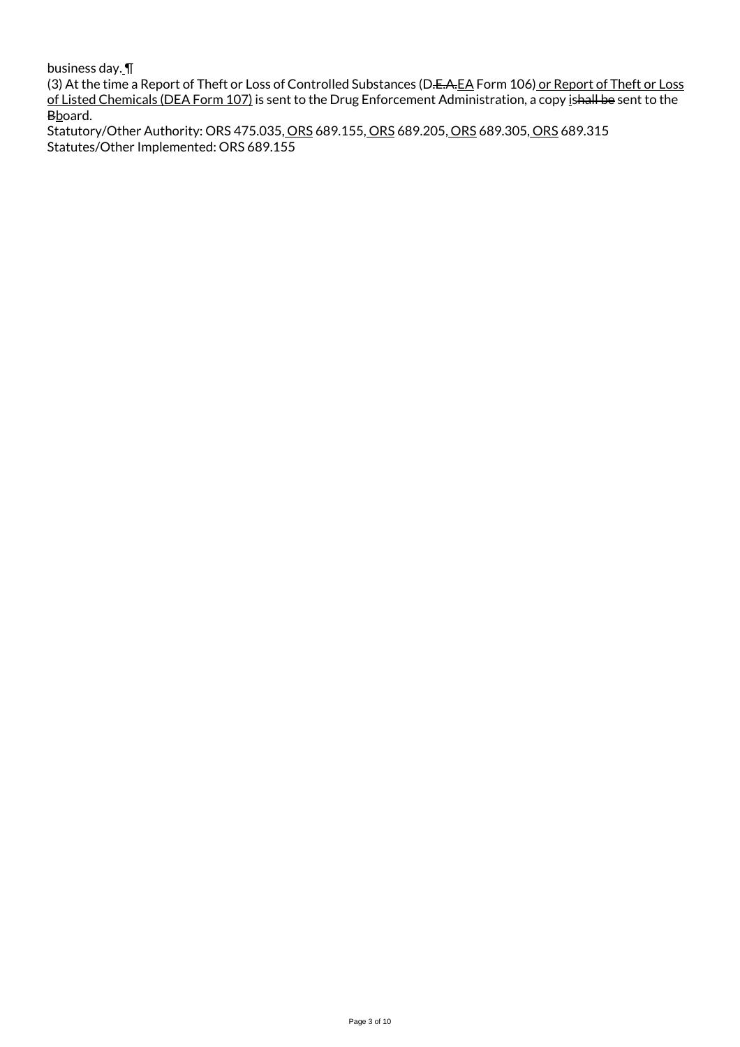business day. ¶

(3) At the time a Report of Theft or Loss of Controlled Substances (D.E.A.EA Form 106) or Report of Theft or Loss of Listed Chemicals (DEA Form 107) is sent to the Drug Enforcement Administration, a copy ishall be sent to the Bboard.

Statutory/Other Authority: ORS 475.035, ORS 689.155, ORS 689.205, ORS 689.305, ORS 689.315

Statutes/Other Implemented: ORS 689.155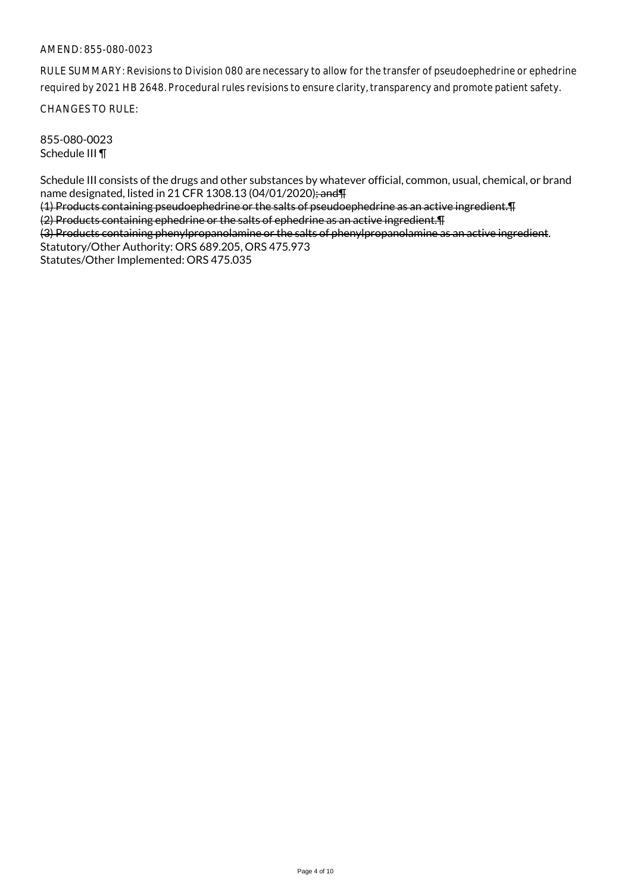AMEND: 855-080-0023

RULE SUMMARY: Revisions to Division 080 are necessary to allow for the transfer of pseudoephedrine or ephedrine required by 2021 HB 2648. Procedural rules revisions to ensure clarity, transparency and promote patient safety.

CHANGES TO RULE:

855-080-0023
Schedule III ¶

Schedule III consists of the drugs and other substances by whatever official, common, usual, chemical, or brand name designated, listed in 21 CFR 1308.13 (04/01/2020)~~; and¶~~
~~(1) Products containing pseudoephedrine or the salts of pseudoephedrine as an active ingredient.¶~~
~~(2) Products containing ephedrine or the salts of ephedrine as an active ingredient.¶~~
~~(3) Products containing phenylpropanolamine or the salts of phenylpropanolamine as an active ingredient~~.
Statutory/Other Authority: ORS 689.205, ORS 475.973
Statutes/Other Implemented: ORS 475.035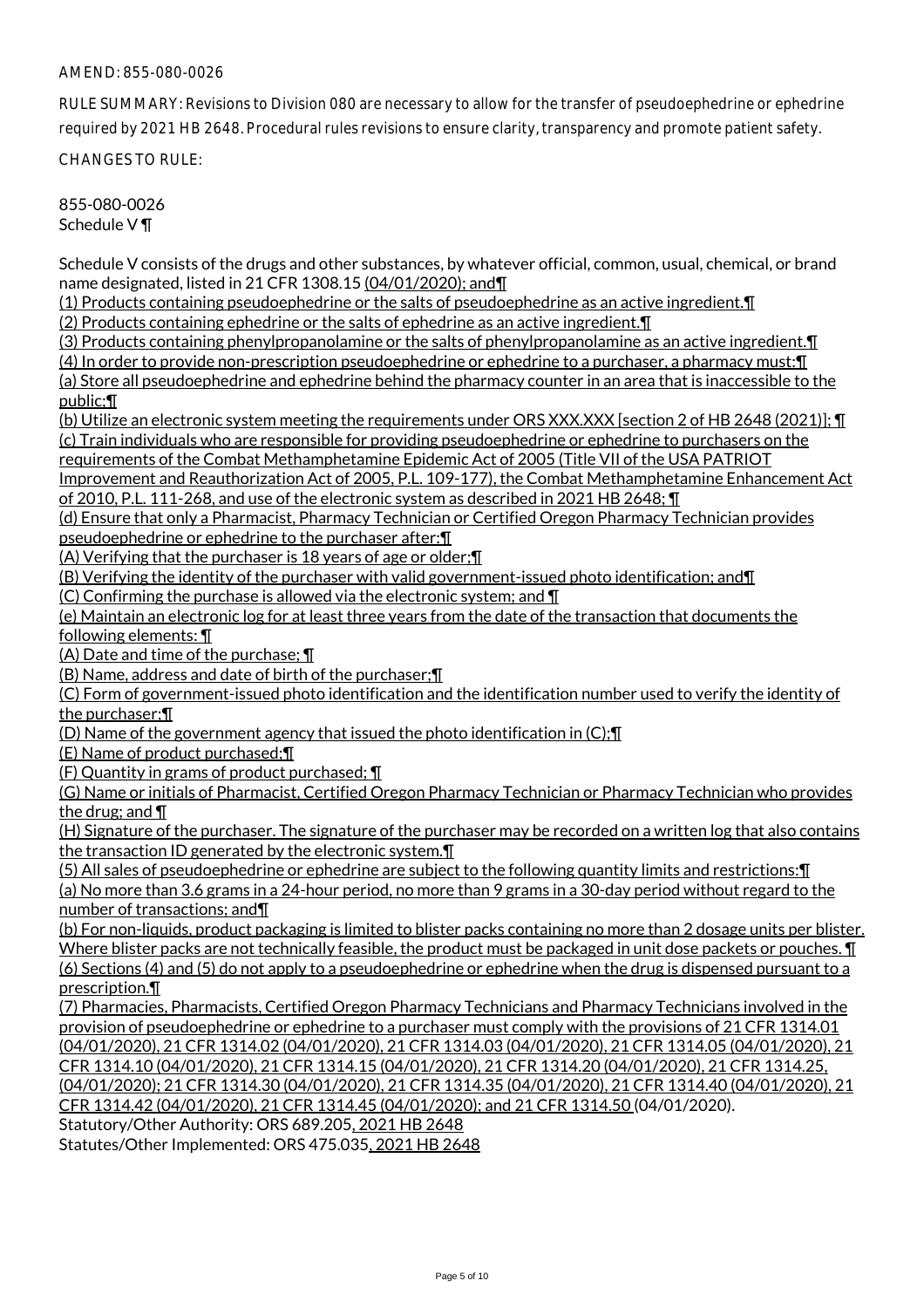AMEND: 855-080-0026

RULE SUMMARY: Revisions to Division 080 are necessary to allow for the transfer of pseudoephedrine or ephedrine required by 2021 HB 2648. Procedural rules revisions to ensure clarity, transparency and promote patient safety.

CHANGES TO RULE:

855-080-0026
Schedule V ¶

Schedule V consists of the drugs and other substances, by whatever official, common, usual, chemical, or brand name designated, listed in 21 CFR 1308.15 (04/01/2020); and¶
(1) Products containing pseudoephedrine or the salts of pseudoephedrine as an active ingredient.¶
(2) Products containing ephedrine or the salts of ephedrine as an active ingredient.¶
(3) Products containing phenylpropanolamine or the salts of phenylpropanolamine as an active ingredient.¶
(4) In order to provide non-prescription pseudoephedrine or ephedrine to a purchaser, a pharmacy must:¶
(a) Store all pseudoephedrine and ephedrine behind the pharmacy counter in an area that is inaccessible to the public;¶
(b) Utilize an electronic system meeting the requirements under ORS XXX.XXX [section 2 of HB 2648 (2021)]; ¶
(c) Train individuals who are responsible for providing pseudoephedrine or ephedrine to purchasers on the requirements of the Combat Methamphetamine Epidemic Act of 2005 (Title VII of the USA PATRIOT Improvement and Reauthorization Act of 2005, P.L. 109-177), the Combat Methamphetamine Enhancement Act of 2010, P.L. 111-268, and use of the electronic system as described in 2021 HB 2648; ¶
(d) Ensure that only a Pharmacist, Pharmacy Technician or Certified Oregon Pharmacy Technician provides pseudoephedrine or ephedrine to the purchaser after:¶
(A) Verifying that the purchaser is 18 years of age or older;¶
(B) Verifying the identity of the purchaser with valid government-issued photo identification; and¶
(C) Confirming the purchase is allowed via the electronic system; and ¶
(e) Maintain an electronic log for at least three years from the date of the transaction that documents the following elements: ¶
(A) Date and time of the purchase; ¶
(B) Name, address and date of birth of the purchaser;¶
(C) Form of government-issued photo identification and the identification number used to verify the identity of the purchaser;¶
(D) Name of the government agency that issued the photo identification in (C);¶
(E) Name of product purchased;¶
(F) Quantity in grams of product purchased; ¶
(G) Name or initials of Pharmacist, Certified Oregon Pharmacy Technician or Pharmacy Technician who provides the drug; and ¶
(H) Signature of the purchaser. The signature of the purchaser may be recorded on a written log that also contains the transaction ID generated by the electronic system.¶
(5) All sales of pseudoephedrine or ephedrine are subject to the following quantity limits and restrictions:¶
(a) No more than 3.6 grams in a 24-hour period, no more than 9 grams in a 30-day period without regard to the number of transactions; and¶
(b) For non-liquids, product packaging is limited to blister packs containing no more than 2 dosage units per blister. Where blister packs are not technically feasible, the product must be packaged in unit dose packets or pouches. ¶
(6) Sections (4) and (5) do not apply to a pseudoephedrine or ephedrine when the drug is dispensed pursuant to a prescription.¶
(7) Pharmacies, Pharmacists, Certified Oregon Pharmacy Technicians and Pharmacy Technicians involved in the provision of pseudoephedrine or ephedrine to a purchaser must comply with the provisions of 21 CFR 1314.01 (04/01/2020), 21 CFR 1314.02 (04/01/2020), 21 CFR 1314.03 (04/01/2020), 21 CFR 1314.05 (04/01/2020), 21 CFR 1314.10 (04/01/2020), 21 CFR 1314.15 (04/01/2020), 21 CFR 1314.20 (04/01/2020), 21 CFR 1314.25, (04/01/2020); 21 CFR 1314.30 (04/01/2020), 21 CFR 1314.35 (04/01/2020), 21 CFR 1314.40 (04/01/2020), 21 CFR 1314.42 (04/01/2020), 21 CFR 1314.45 (04/01/2020); and 21 CFR 1314.50 (04/01/2020).
Statutory/Other Authority: ORS 689.205, 2021 HB 2648
Statutes/Other Implemented: ORS 475.035, 2021 HB 2648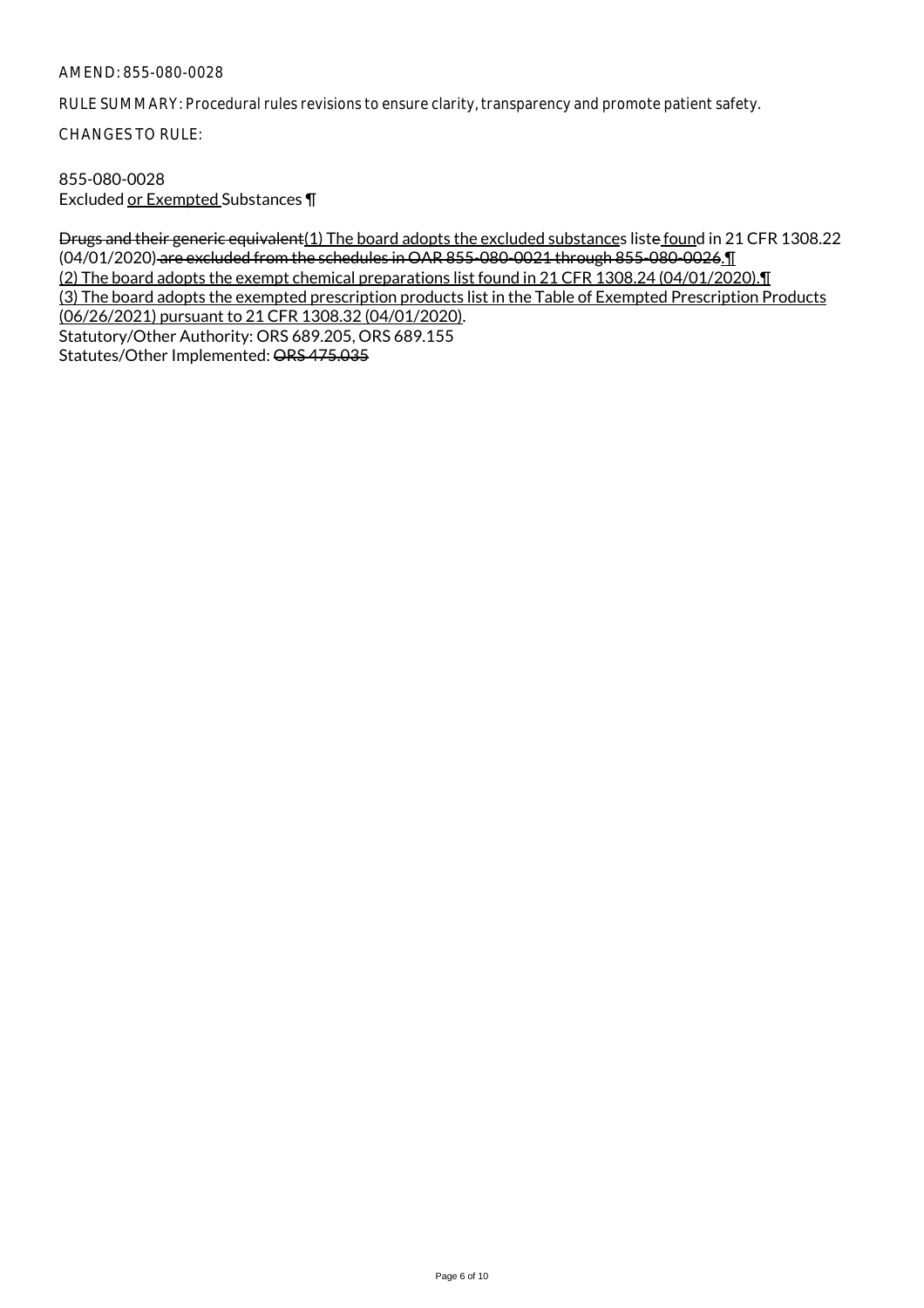AMEND: 855-080-0028

RULE SUMMARY: Procedural rules revisions to ensure clarity, transparency and promote patient safety.

CHANGES TO RULE:

855-080-0028
Excluded <u>or Exempted</u> Substances ¶

~~Drugs and their generic equivalent~~<u>(1) The board adopts the excluded substances</u> liste ~~d~~<u>found</u> in 21 CFR 1308.22 (04/01/2020) ~~are excluded from the schedules in OAR 855-080-0021 through 855-080-0026~~<u>.¶</u>
<u>(2) The board adopts the exempt chemical preparations list found in 21 CFR 1308.24 (04/01/2020).¶</u>
<u>(3) The board adopts the exempted prescription products list in the Table of Exempted Prescription Products (06/26/2021) pursuant to 21 CFR 1308.32 (04/01/2020)</u>.
Statutory/Other Authority: ORS 689.205, ORS 689.155
Statutes/Other Implemented: ~~ORS 475.035~~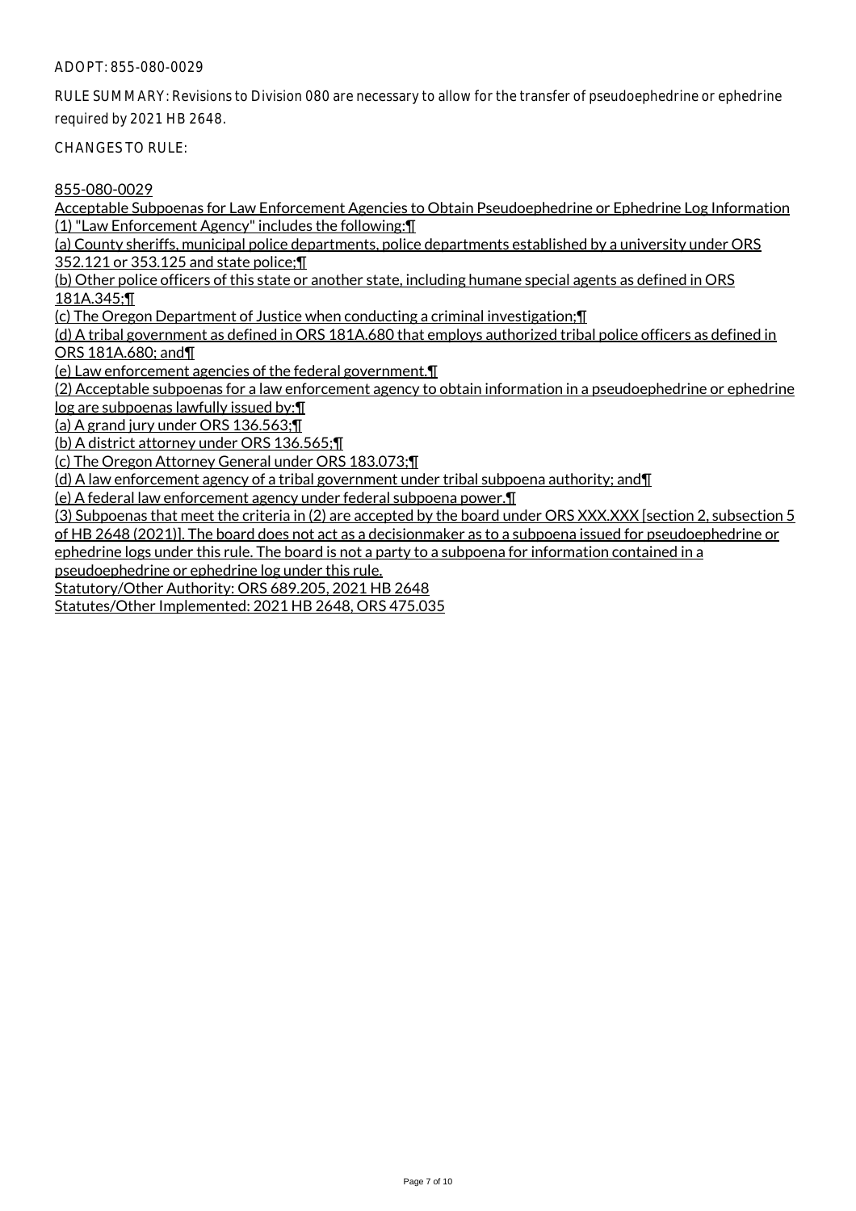ADOPT: 855-080-0029

RULE SUMMARY: Revisions to Division 080 are necessary to allow for the transfer of pseudoephedrine or ephedrine required by 2021 HB 2648.

CHANGES TO RULE:

855-080-0029

Acceptable Subpoenas for Law Enforcement Agencies to Obtain Pseudoephedrine or Ephedrine Log Information
(1) "Law Enforcement Agency" includes the following:¶
(a) County sheriffs, municipal police departments, police departments established by a university under ORS 352.121 or 353.125 and state police;¶
(b) Other police officers of this state or another state, including humane special agents as defined in ORS 181A.345;¶
(c) The Oregon Department of Justice when conducting a criminal investigation;¶
(d) A tribal government as defined in ORS 181A.680 that employs authorized tribal police officers as defined in ORS 181A.680; and¶
(e) Law enforcement agencies of the federal government.¶
(2) Acceptable subpoenas for a law enforcement agency to obtain information in a pseudoephedrine or ephedrine log are subpoenas lawfully issued by:¶
(a) A grand jury under ORS 136.563;¶
(b) A district attorney under ORS 136.565;¶
(c) The Oregon Attorney General under ORS 183.073;¶
(d) A law enforcement agency of a tribal government under tribal subpoena authority; and¶
(e) A federal law enforcement agency under federal subpoena power.¶
(3) Subpoenas that meet the criteria in (2) are accepted by the board under ORS XXX.XXX [section 2, subsection 5 of HB 2648 (2021)]. The board does not act as a decisionmaker as to a subpoena issued for pseudoephedrine or ephedrine logs under this rule. The board is not a party to a subpoena for information contained in a pseudoephedrine or ephedrine log under this rule.
Statutory/Other Authority: ORS 689.205, 2021 HB 2648
Statutes/Other Implemented: 2021 HB 2648, ORS 475.035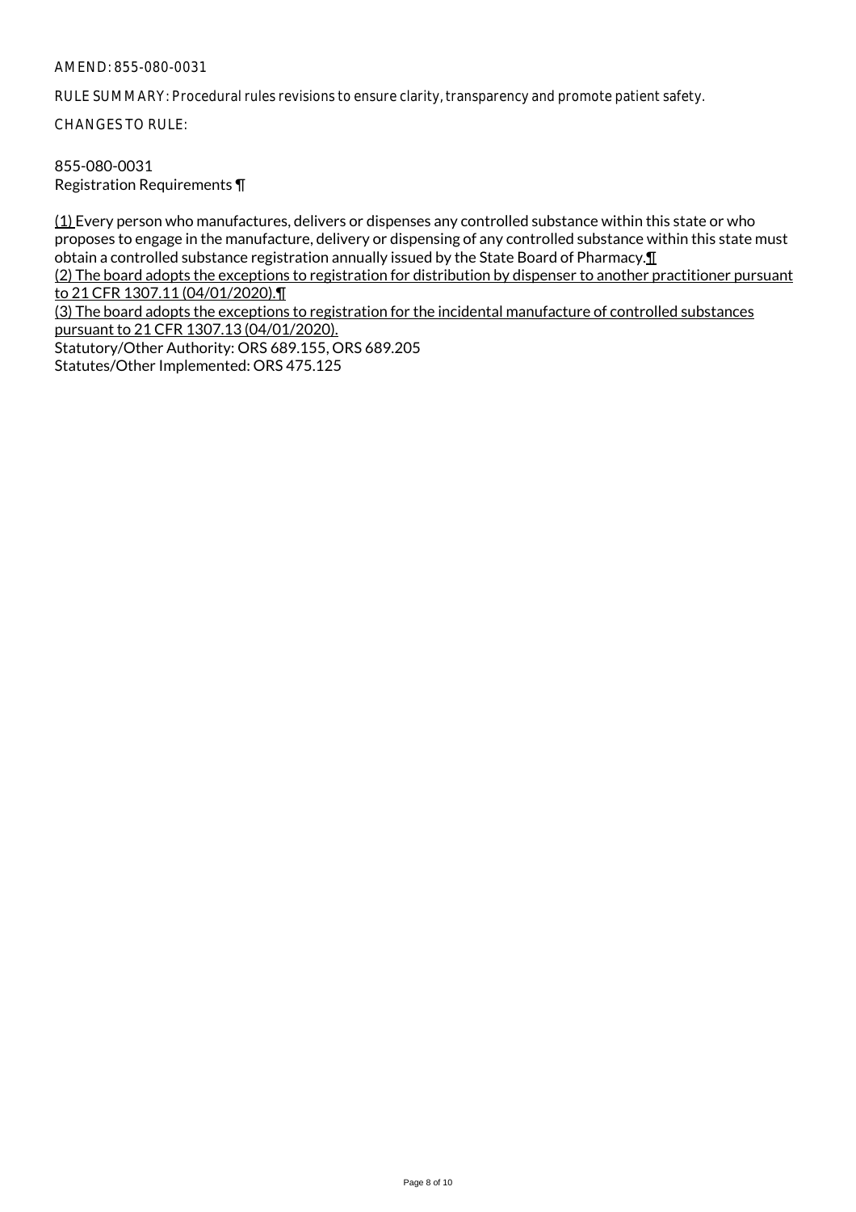AMEND: 855-080-0031

RULE SUMMARY: Procedural rules revisions to ensure clarity, transparency and promote patient safety.

CHANGES TO RULE:

855-080-0031
Registration Requirements ¶

(1) Every person who manufactures, delivers or dispenses any controlled substance within this state or who proposes to engage in the manufacture, delivery or dispensing of any controlled substance within this state must obtain a controlled substance registration annually issued by the State Board of Pharmacy.¶
(2) The board adopts the exceptions to registration for distribution by dispenser to another practitioner pursuant to 21 CFR 1307.11 (04/01/2020).¶
(3) The board adopts the exceptions to registration for the incidental manufacture of controlled substances pursuant to 21 CFR 1307.13 (04/01/2020).
Statutory/Other Authority: ORS 689.155, ORS 689.205
Statutes/Other Implemented: ORS 475.125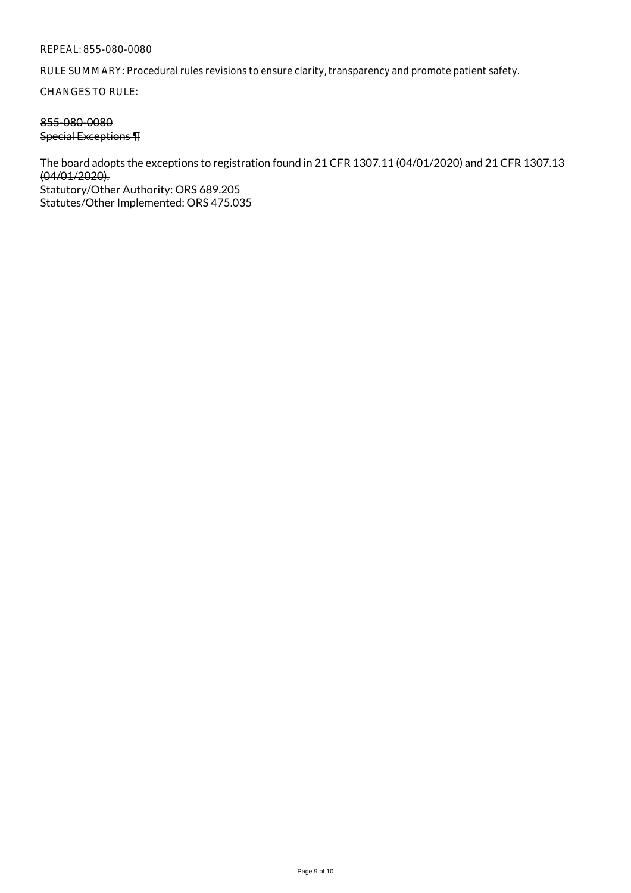REPEAL: 855-080-0080

RULE SUMMARY: Procedural rules revisions to ensure clarity, transparency and promote patient safety.

CHANGES TO RULE:

~~855-080-0080~~
~~Special Exceptions ¶~~

~~The board adopts the exceptions to registration found in 21 CFR 1307.11 (04/01/2020) and 21 CFR 1307.13 (04/01/2020).~~
~~Statutory/Other Authority: ORS 689.205~~
~~Statutes/Other Implemented: ORS 475.035~~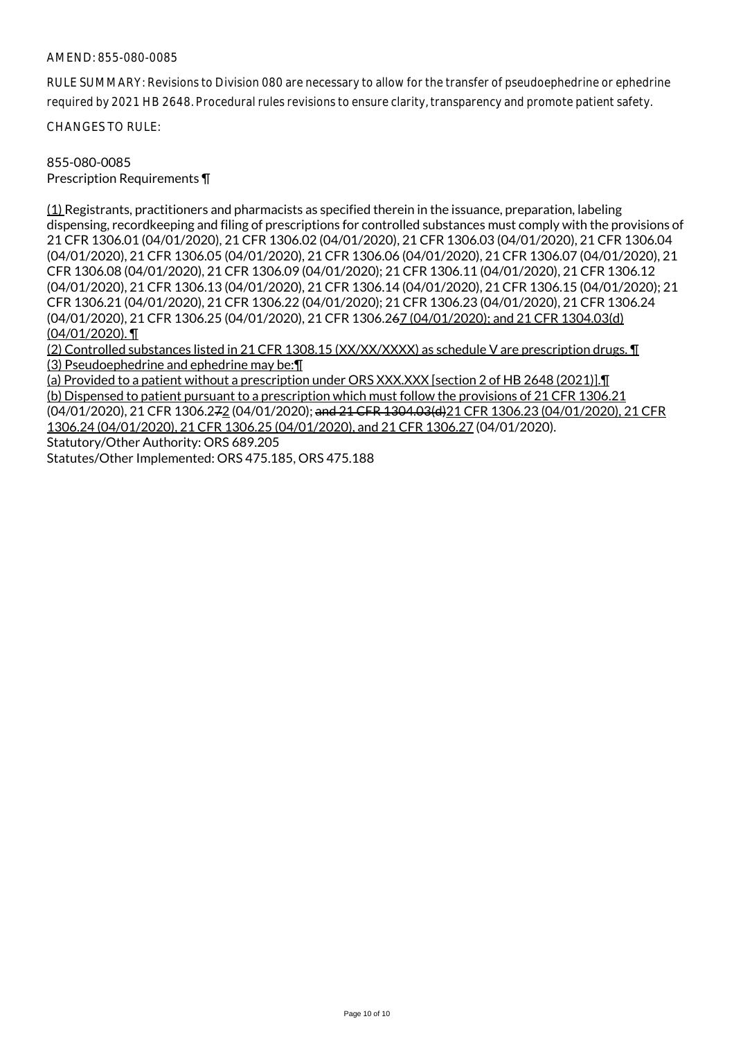AMEND: 855-080-0085

RULE SUMMARY: Revisions to Division 080 are necessary to allow for the transfer of pseudoephedrine or ephedrine required by 2021 HB 2648. Procedural rules revisions to ensure clarity, transparency and promote patient safety.

CHANGES TO RULE:

855-080-0085
Prescription Requirements ¶

(1) Registrants, practitioners and pharmacists as specified therein in the issuance, preparation, labeling dispensing, recordkeeping and filing of prescriptions for controlled substances must comply with the provisions of 21 CFR 1306.01 (04/01/2020), 21 CFR 1306.02 (04/01/2020), 21 CFR 1306.03 (04/01/2020), 21 CFR 1306.04 (04/01/2020), 21 CFR 1306.05 (04/01/2020), 21 CFR 1306.06 (04/01/2020), 21 CFR 1306.07 (04/01/2020), 21 CFR 1306.08 (04/01/2020), 21 CFR 1306.09 (04/01/2020); 21 CFR 1306.11 (04/01/2020), 21 CFR 1306.12 (04/01/2020), 21 CFR 1306.13 (04/01/2020), 21 CFR 1306.14 (04/01/2020), 21 CFR 1306.15 (04/01/2020); 21 CFR 1306.21 (04/01/2020), 21 CFR 1306.22 (04/01/2020); 21 CFR 1306.23 (04/01/2020), 21 CFR 1306.24 (04/01/2020), 21 CFR 1306.25 (04/01/2020), 21 CFR 1306.2~~6~~7 (04/01/2020); and 21 CFR 1304.03(d) (04/01/2020). ¶
(2) Controlled substances listed in 21 CFR 1308.15 (XX/XX/XXXX) as schedule V are prescription drugs. ¶
(3) Pseudoephedrine and ephedrine may be:¶
(a) Provided to a patient without a prescription under ORS XXX.XXX [section 2 of HB 2648 (2021)].¶
(b) Dispensed to patient pursuant to a prescription which must follow the provisions of 21 CFR 1306.21 (04/01/2020), 21 CFR 1306.2~~7~~2 (04/01/2020); ~~and 21 CFR 1304.03(d)~~21 CFR 1306.23 (04/01/2020), 21 CFR 1306.24 (04/01/2020), 21 CFR 1306.25 (04/01/2020), and 21 CFR 1306.27 (04/01/2020).
Statutory/Other Authority: ORS 689.205
Statutes/Other Implemented: ORS 475.185, ORS 475.188